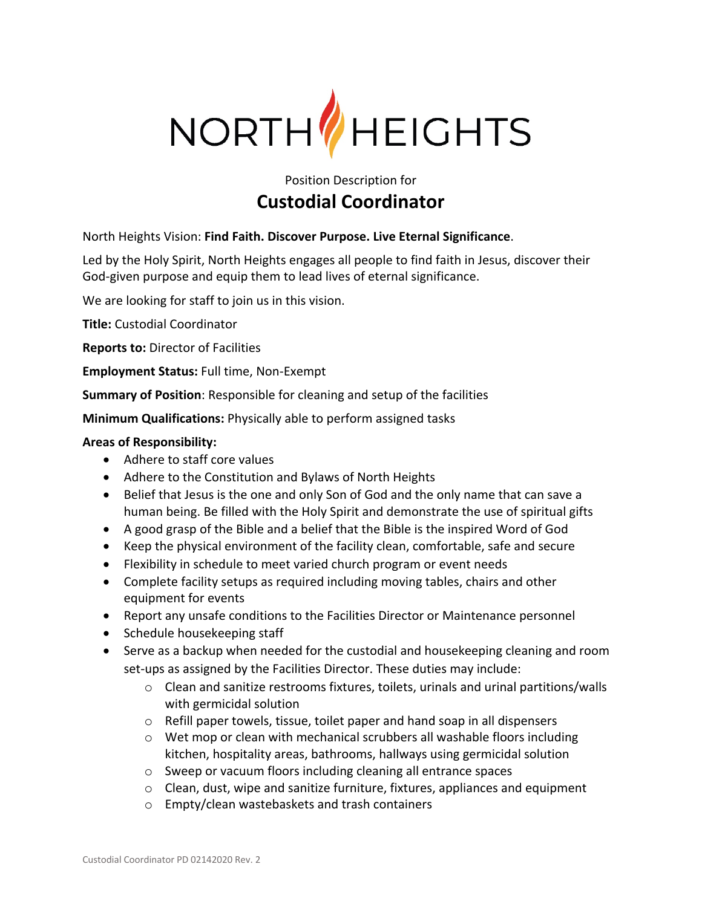# NORTH HEIGHTS

Position Description for

## Custodial Coordinator

North Heights Vision: **Find Faith. Discover Purpose. Live Eternal Significance**.

Led by the Holy Spirit, North Heights engages all people to find faith in Jesus, discover their God-given purpose and equip them to lead lives of eternal significance.

We are looking for staff to join us in this vision.

**Title:** Custodial Coordinator

**Reports to:** Director of Facilities

**Employment Status:** Full time, Non-Exempt

**Summary of Position**: Responsible for cleaning and setup of the facilities

**Minimum Qualifications:** Physically able to perform assigned tasks

**Areas of Responsibility:**

- Adhere to staff core values
- Adhere to the Constitution and Bylaws of North Heights
- Belief that Jesus is the one and only Son of God and the only name that can save a human being. Be filled with the Holy Spirit and demonstrate the use of spiritual gifts
- A good grasp of the Bible and a belief that the Bible is the inspired Word of God
- Keep the physical environment of the facility clean, comfortable, safe and secure
- Flexibility in schedule to meet varied church program or event needs
- Complete facility setups as required including moving tables, chairs and other equipment for events
- Report any unsafe conditions to the Facilities Director or Maintenance personnel
- Schedule housekeeping staff
- Serve as a backup when needed for the custodial and housekeeping cleaning and room set-ups as assigned by the Facilities Director. These duties may include:
    - Clean and sanitize restrooms fixtures, toilets, urinals and urinal partitions/walls with germicidal solution
    - Refill paper towels, tissue, toilet paper and hand soap in all dispensers
    - Wet mop or clean with mechanical scrubbers all washable floors including kitchen, hospitality areas, bathrooms, hallways using germicidal solution
    - Sweep or vacuum floors including cleaning all entrance spaces
    - Clean, dust, wipe and sanitize furniture, fixtures, appliances and equipment
    - Empty/clean wastebaskets and trash containers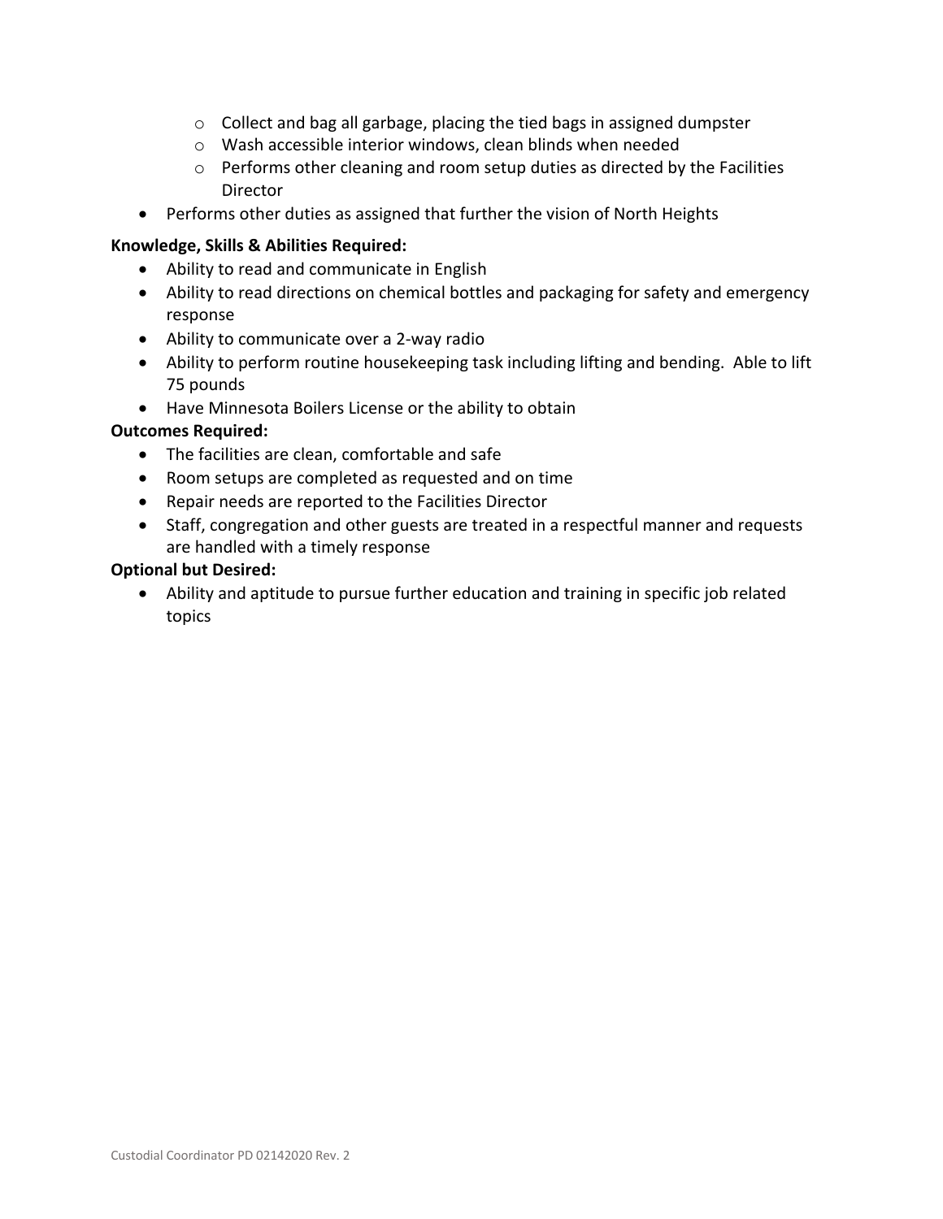- Collect and bag all garbage, placing the tied bags in assigned dumpster
    - Wash accessible interior windows, clean blinds when needed
    - Performs other cleaning and room setup duties as directed by the Facilities Director
- Performs other duties as assigned that further the vision of North Heights

**Knowledge, Skills & Abilities Required:**

- Ability to read and communicate in English
- Ability to read directions on chemical bottles and packaging for safety and emergency response
- Ability to communicate over a 2-way radio
- Ability to perform routine housekeeping task including lifting and bending. Able to lift 75 pounds
- Have Minnesota Boilers License or the ability to obtain

**Outcomes Required:**

- The facilities are clean, comfortable and safe
- Room setups are completed as requested and on time
- Repair needs are reported to the Facilities Director
- Staff, congregation and other guests are treated in a respectful manner and requests are handled with a timely response

**Optional but Desired:**

- Ability and aptitude to pursue further education and training in specific job related topics